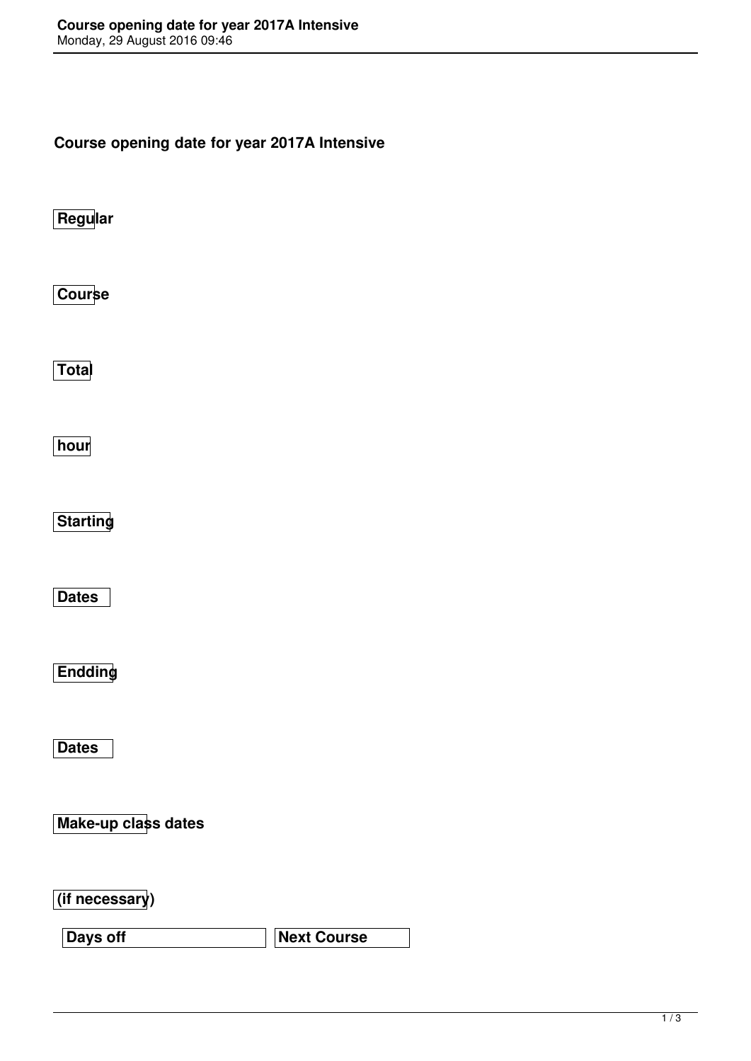**Course opening date for year 2017A Intensive**

**Regular**

**Course**

**Total**

**hour**

**Starting**

**Dates**

**Endding**

**Dates**

**Make-up class dates**

**(if necessary)**

**Days off** **Next Course**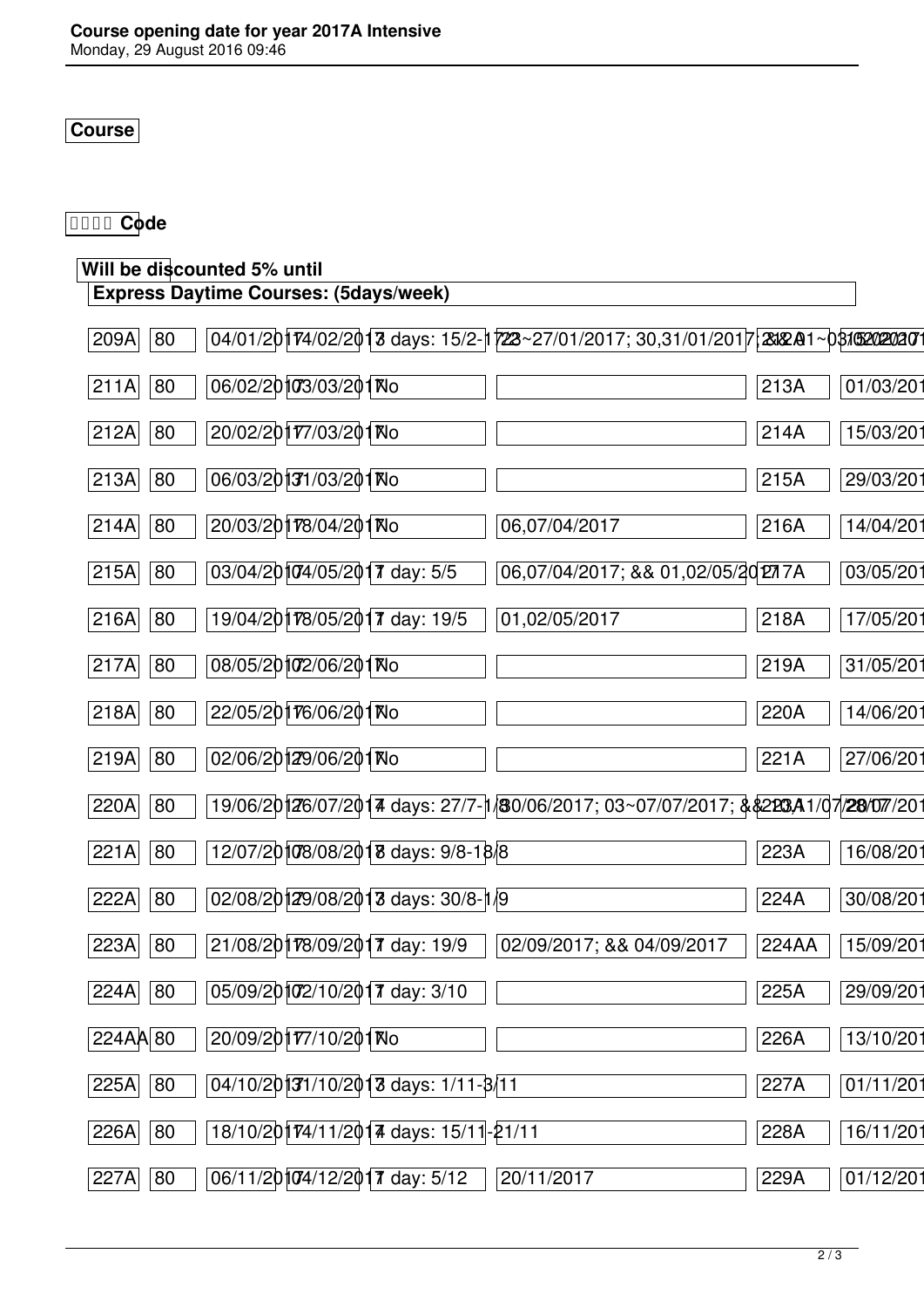**Course opening date for year 2017A Intensive**
Monday, 29 August 2016 09:46

**Course**

**□□□□ Code**

**Will be discounted 5% until**

**Express Daytime Courses: (5days/week)**

| | | | | | | | |
|---|---|---|---|---|---|---|---|
| 209A | 80 | 04/01/2017 | 14/02/2017 | 3 days: 15/2-17/2 | 23~27/01/2017; 30,31/01/2017; && 01~03/02/2017 | 212A | 15/02/2017 |
| 211A | 80 | 06/02/2017 | 03/03/2017 | No | | 213A | 01/03/201 |
| 212A | 80 | 20/02/2017 | 17/03/2017 | No | | 214A | 15/03/201 |
| 213A | 80 | 06/03/2017 | 31/03/2017 | No | | 215A | 29/03/201 |
| 214A | 80 | 20/03/2017 | 18/04/2017 | No | 06,07/04/2017 | 216A | 14/04/201 |
| 215A | 80 | 03/04/2017 | 04/05/2017 | 1 day: 5/5 | 06,07/04/2017; && 01,02/05/2017 | 217A | 03/05/201 |
| 216A | 80 | 19/04/2017 | 18/05/2017 | 1 day: 19/5 | 01,02/05/2017 | 218A | 17/05/201 |
| 217A | 80 | 08/05/2017 | 02/06/2017 | No | | 219A | 31/05/201 |
| 218A | 80 | 22/05/2017 | 16/06/2017 | No | | 220A | 14/06/201 |
| 219A | 80 | 02/06/2017 | 29/06/2017 | No | | 221A | 27/06/201 |
| 220A | 80 | 19/06/2017 | 26/07/2017 | 4 days: 27/7-1/8 | 30/06/2017; 03~07/07/2017; && 11/07/2017 | 223A | 28/07/201 |
| 221A | 80 | 12/07/2017 | 08/08/2017 | 3 days: 9/8-18/8 | | 223A | 16/08/201 |
| 222A | 80 | 02/08/2017 | 29/08/2017 | 3 days: 30/8-1/9 | | 224A | 30/08/201 |
| 223A | 80 | 21/08/2017 | 18/09/2017 | 1 day: 19/9 | 02/09/2017; && 04/09/2017 | 224AA | 15/09/201 |
| 224A | 80 | 05/09/2017 | 02/10/2017 | 1 day: 3/10 | | 225A | 29/09/201 |
| 224AA | 80 | 20/09/2017 | 17/10/2017 | No | | 226A | 13/10/201 |
| 225A | 80 | 04/10/2017 | 31/10/2017 | 3 days: 1/11-3/11 | | 227A | 01/11/201 |
| 226A | 80 | 18/10/2017 | 14/11/2017 | 4 days: 15/11-21/11 | | 228A | 16/11/201 |
| 227A | 80 | 06/11/2017 | 04/12/2017 | 1 day: 5/12 | 20/11/2017 | 229A | 01/12/201 |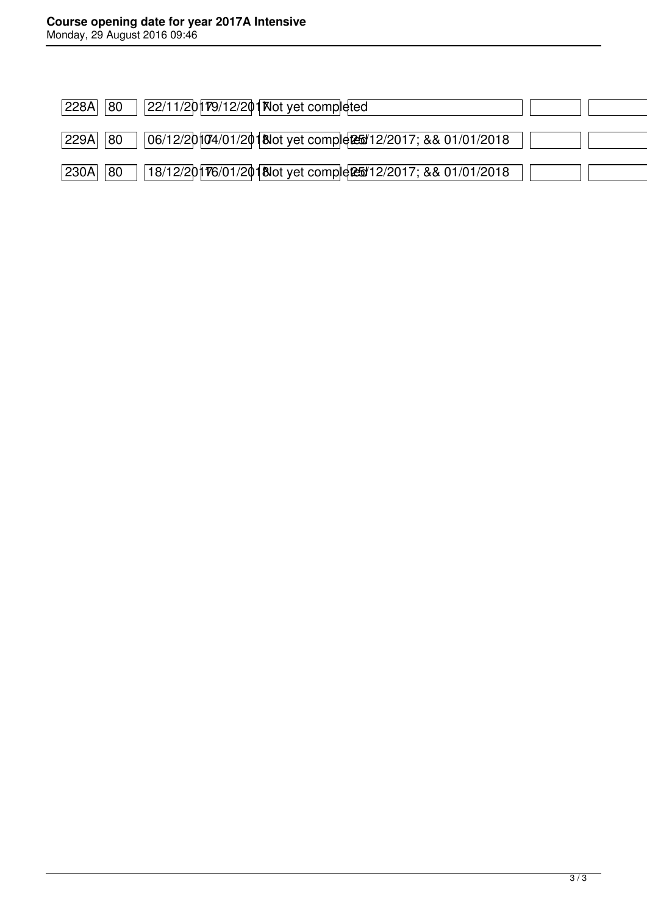| | | | | | | | |
|---|---|---|---|---|---|---|---|
| 228A | 80 | 22/11/2017 | 19/12/2017 | Not yet completed | | | |
| 229A | 80 | 06/12/2017 | 04/01/2018 | Not yet completed | 25/12/2017; && 01/01/2018 | | |
| 230A | 80 | 18/12/2017 | 16/01/2018 | Not yet completed | 25/12/2017; && 01/01/2018 | | |